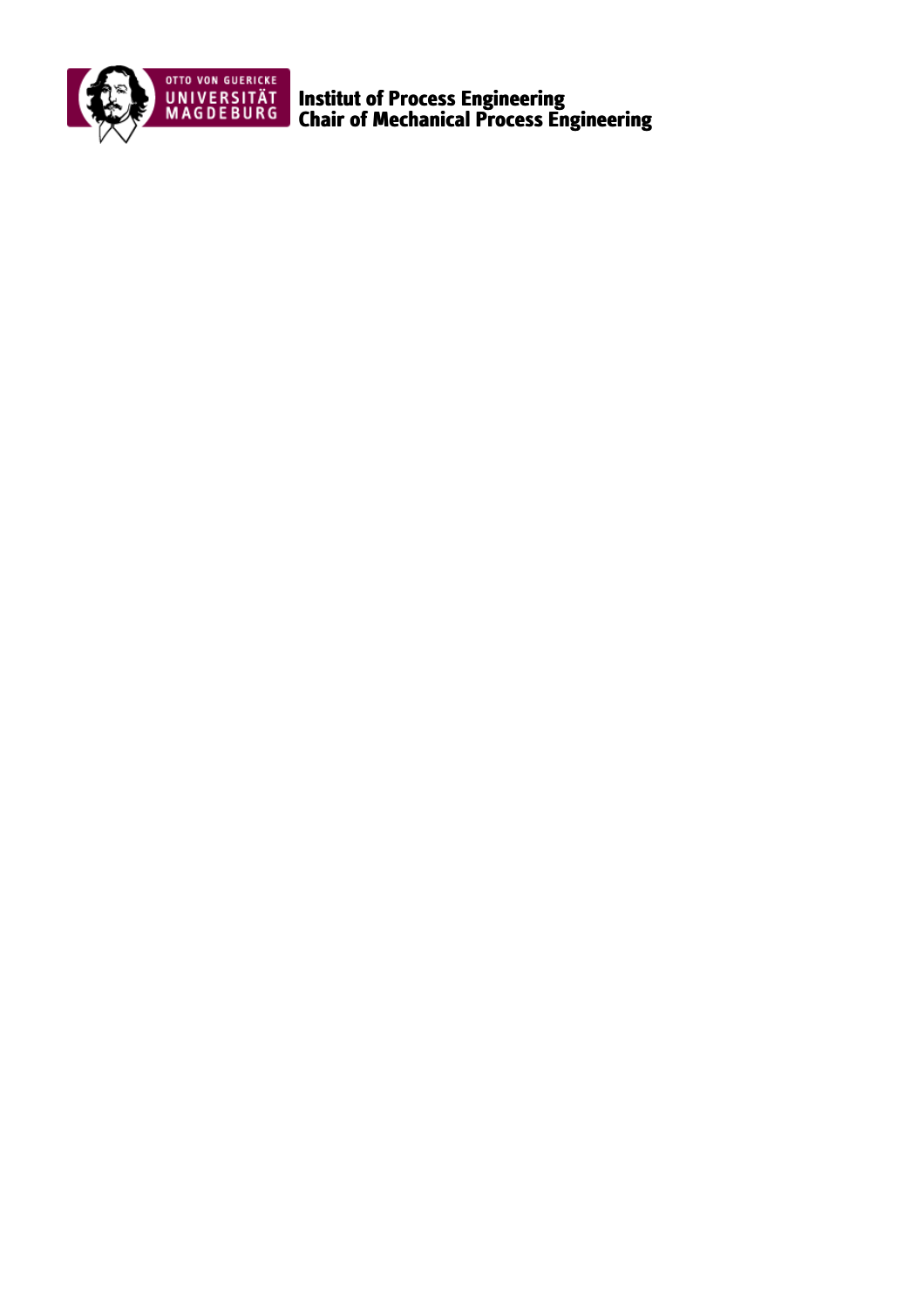**Institut of Process Engineering**
**Chair of Mechanical Process Engineering**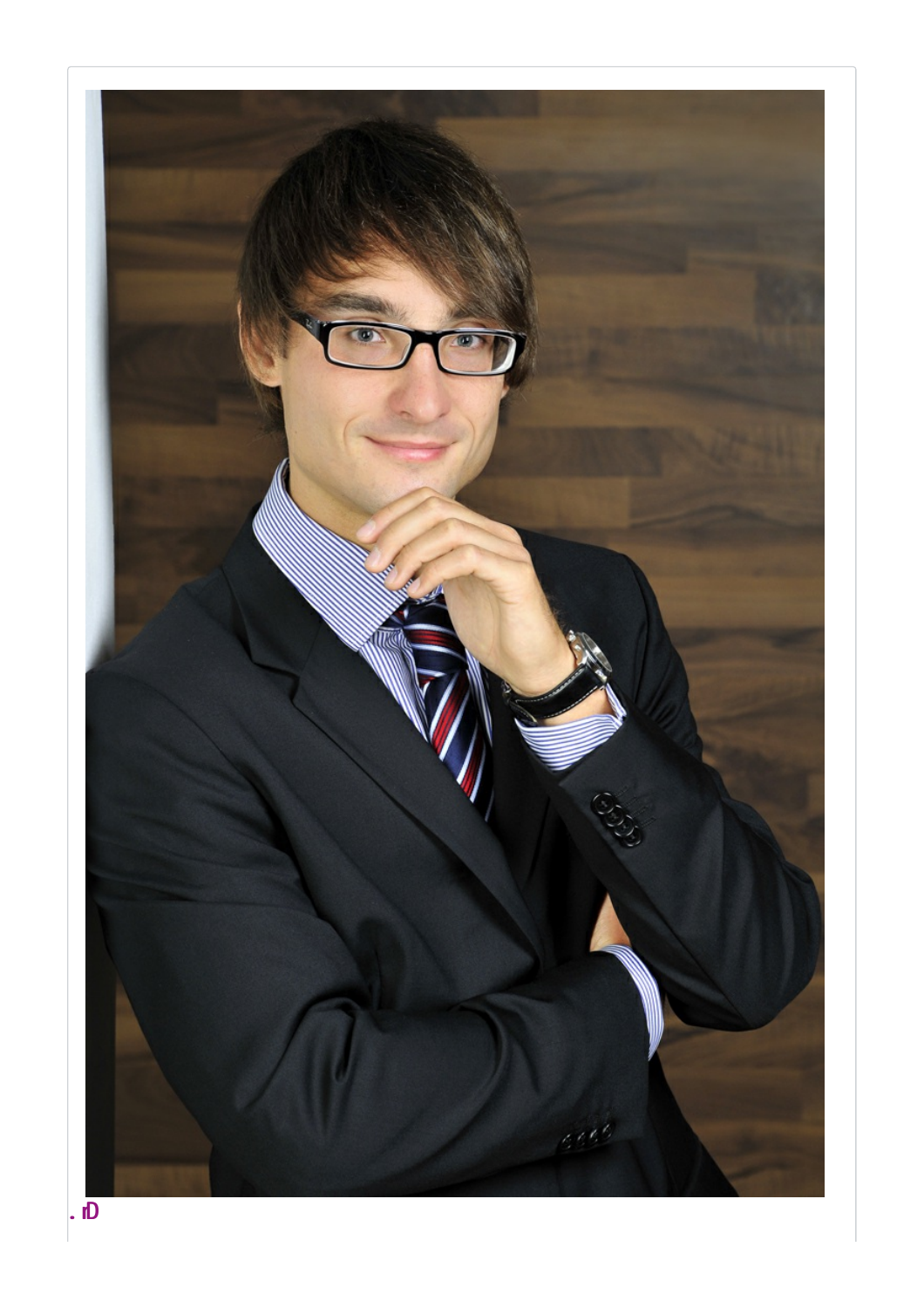. ıD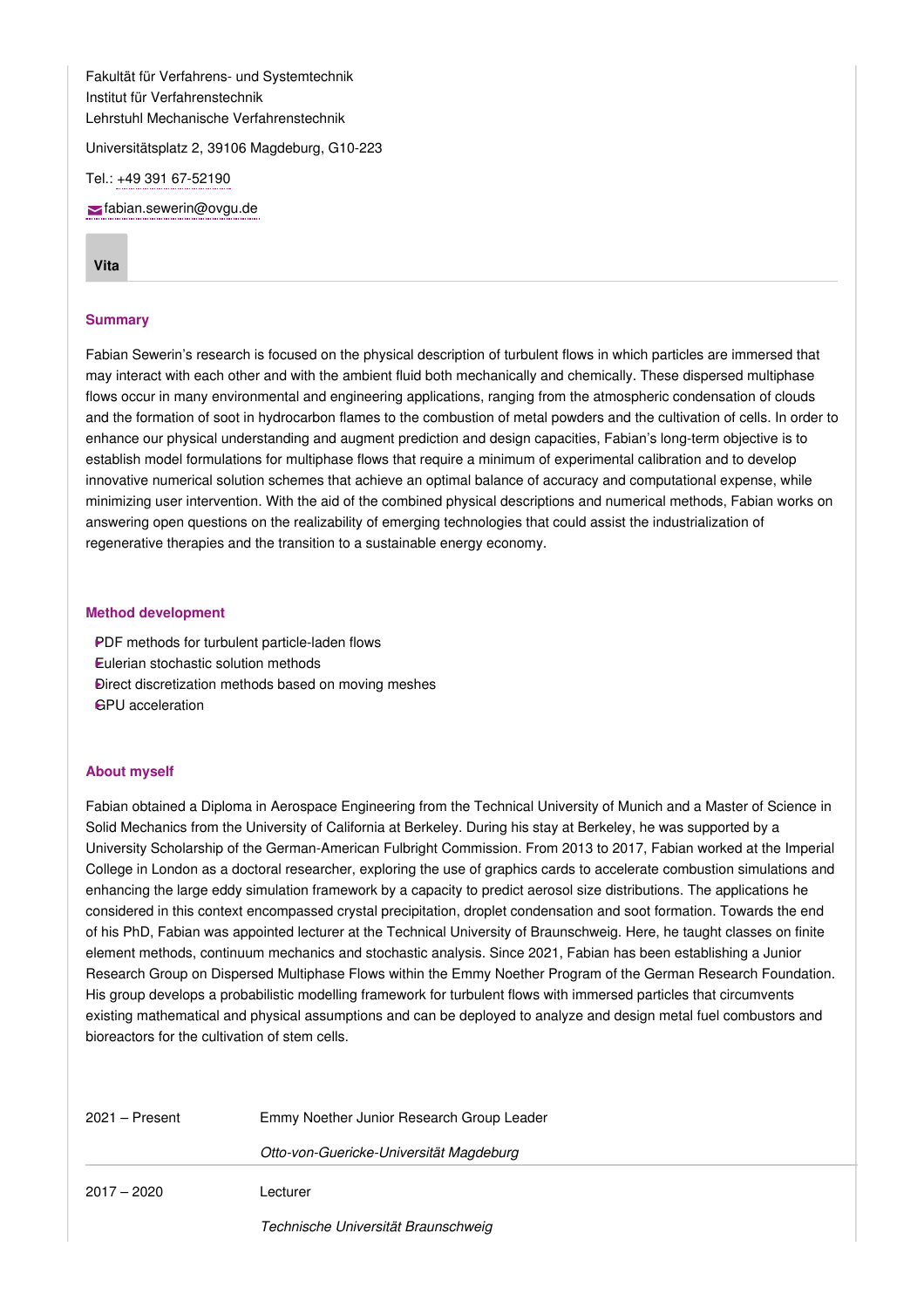Fakultät für Verfahrens- und Systemtechnik
Institut für Verfahrenstechnik
Lehrstuhl Mechanische Verfahrenstechnik

Universitätsplatz 2, 39106 Magdeburg, G10-223

Tel.: +49 391 67-52190

fabian.sewerin@ovgu.de

**Vita**

### Summary

Fabian Sewerin's research is focused on the physical description of turbulent flows in which particles are immersed that may interact with each other and with the ambient fluid both mechanically and chemically. These dispersed multiphase flows occur in many environmental and engineering applications, ranging from the atmospheric condensation of clouds and the formation of soot in hydrocarbon flames to the combustion of metal powders and the cultivation of cells. In order to enhance our physical understanding and augment prediction and design capacities, Fabian's long-term objective is to establish model formulations for multiphase flows that require a minimum of experimental calibration and to develop innovative numerical solution schemes that achieve an optimal balance of accuracy and computational expense, while minimizing user intervention. With the aid of the combined physical descriptions and numerical methods, Fabian works on answering open questions on the realizability of emerging technologies that could assist the industrialization of regenerative therapies and the transition to a sustainable energy economy.

### Method development

- PDF methods for turbulent particle-laden flows
- Eulerian stochastic solution methods
- Direct discretization methods based on moving meshes
- GPU acceleration

### About myself

Fabian obtained a Diploma in Aerospace Engineering from the Technical University of Munich and a Master of Science in Solid Mechanics from the University of California at Berkeley. During his stay at Berkeley, he was supported by a University Scholarship of the German-American Fulbright Commission. From 2013 to 2017, Fabian worked at the Imperial College in London as a doctoral researcher, exploring the use of graphics cards to accelerate combustion simulations and enhancing the large eddy simulation framework by a capacity to predict aerosol size distributions. The applications he considered in this context encompassed crystal precipitation, droplet condensation and soot formation. Towards the end of his PhD, Fabian was appointed lecturer at the Technical University of Braunschweig. Here, he taught classes on finite element methods, continuum mechanics and stochastic analysis. Since 2021, Fabian has been establishing a Junior Research Group on Dispersed Multiphase Flows within the Emmy Noether Program of the German Research Foundation. His group develops a probabilistic modelling framework for turbulent flows with immersed particles that circumvents existing mathematical and physical assumptions and can be deployed to analyze and design metal fuel combustors and bioreactors for the cultivation of stem cells.

| | |
|---|---|
| 2021 – Present | Emmy Noether Junior Research Group Leader<br>*Otto-von-Guericke-Universität Magdeburg* |
| 2017 – 2020 | Lecturer<br>*Technische Universität Braunschweig* |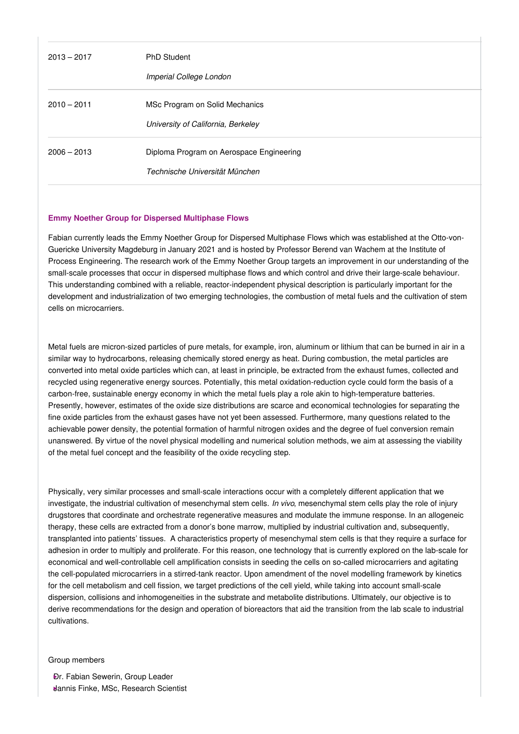| | |
|---|---|
| 2013 – 2017 | PhD Student<br>*Imperial College London* |
| 2010 – 2011 | MSc Program on Solid Mechanics<br>*University of California, Berkeley* |
| 2006 – 2013 | Diploma Program on Aerospace Engineering<br>*Technische Universität München* |

### Emmy Noether Group for Dispersed Multiphase Flows

Fabian currently leads the Emmy Noether Group for Dispersed Multiphase Flows which was established at the Otto-von-Guericke University Magdeburg in January 2021 and is hosted by Professor Berend van Wachem at the Institute of Process Engineering. The research work of the Emmy Noether Group targets an improvement in our understanding of the small-scale processes that occur in dispersed multiphase flows and which control and drive their large-scale behaviour. This understanding combined with a reliable, reactor-independent physical description is particularly important for the development and industrialization of two emerging technologies, the combustion of metal fuels and the cultivation of stem cells on microcarriers.

Metal fuels are micron-sized particles of pure metals, for example, iron, aluminum or lithium that can be burned in air in a similar way to hydrocarbons, releasing chemically stored energy as heat. During combustion, the metal particles are converted into metal oxide particles which can, at least in principle, be extracted from the exhaust fumes, collected and recycled using regenerative energy sources. Potentially, this metal oxidation-reduction cycle could form the basis of a carbon-free, sustainable energy economy in which the metal fuels play a role akin to high-temperature batteries. Presently, however, estimates of the oxide size distributions are scarce and economical technologies for separating the fine oxide particles from the exhaust gases have not yet been assessed. Furthermore, many questions related to the achievable power density, the potential formation of harmful nitrogen oxides and the degree of fuel conversion remain unanswered. By virtue of the novel physical modelling and numerical solution methods, we aim at assessing the viability of the metal fuel concept and the feasibility of the oxide recycling step.

Physically, very similar processes and small-scale interactions occur with a completely different application that we investigate, the industrial cultivation of mesenchymal stem cells. *In vivo*, mesenchymal stem cells play the role of injury drugstores that coordinate and orchestrate regenerative measures and modulate the immune response. In an allogeneic therapy, these cells are extracted from a donor's bone marrow, multiplied by industrial cultivation and, subsequently, transplanted into patients' tissues. A characteristics property of mesenchymal stem cells is that they require a surface for adhesion in order to multiply and proliferate. For this reason, one technology that is currently explored on the lab-scale for economical and well-controllable cell amplification consists in seeding the cells on so-called microcarriers and agitating the cell-populated microcarriers in a stirred-tank reactor. Upon amendment of the novel modelling framework by kinetics for the cell metabolism and cell fission, we target predictions of the cell yield, while taking into account small-scale dispersion, collisions and inhomogeneities in the substrate and metabolite distributions. Ultimately, our objective is to derive recommendations for the design and operation of bioreactors that aid the transition from the lab scale to industrial cultivations.

Group members

- Dr. Fabian Sewerin, Group Leader
- Jannis Finke, MSc, Research Scientist